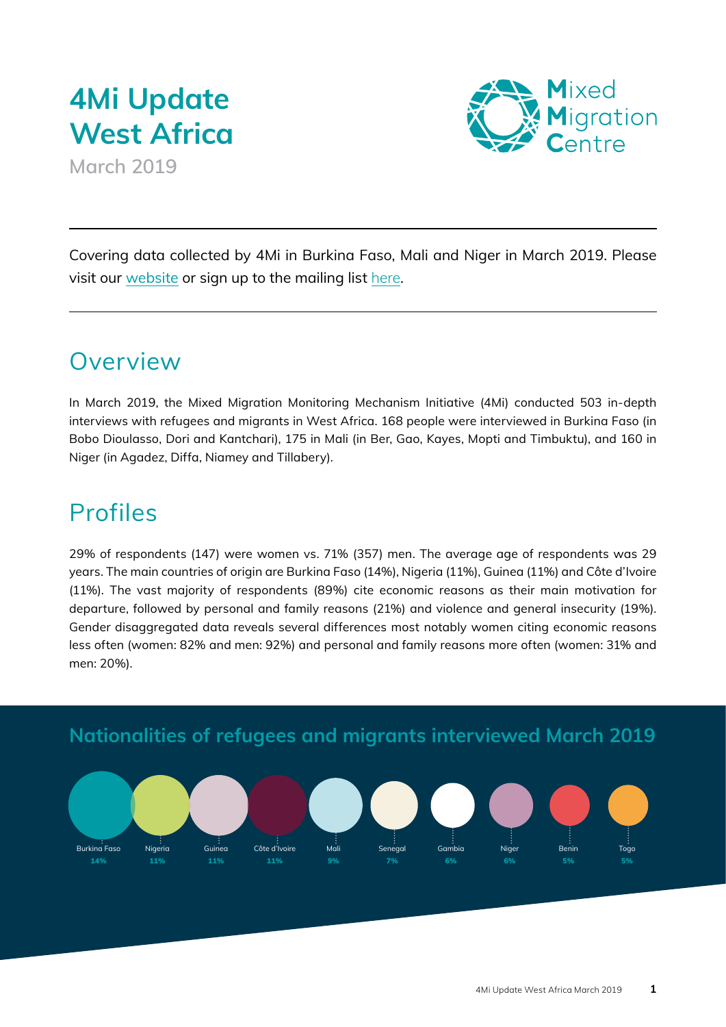# 4Mi Update West Africa

March 2019

Mixed Migration Centre

---

Covering data collected by 4Mi in Burkina Faso, Mali and Niger in March 2019. Please visit our website or sign up to the mailing list here.

---

## Overview

In March 2019, the Mixed Migration Monitoring Mechanism Initiative (4Mi) conducted 503 in-depth interviews with refugees and migrants in West Africa. 168 people were interviewed in Burkina Faso (in Bobo Dioulasso, Dori and Kantchari), 175 in Mali (in Ber, Gao, Kayes, Mopti and Timbuktu), and 160 in Niger (in Agadez, Diffa, Niamey and Tillabery).

## Profiles

29% of respondents (147) were women vs. 71% (357) men. The average age of respondents was 29 years. The main countries of origin are Burkina Faso (14%), Nigeria (11%), Guinea (11%) and Côte d'Ivoire (11%). The vast majority of respondents (89%) cite economic reasons as their main motivation for departure, followed by personal and family reasons (21%) and violence and general insecurity (19%). Gender disaggregated data reveals several differences most notably women citing economic reasons less often (women: 82% and men: 92%) and personal and family reasons more often (women: 31% and men: 20%).

### Nationalities of refugees and migrants interviewed March 2019

| Burkina Faso | Nigeria | Guinea | Côte d'Ivoire | Mali | Senegal | Gambia | Niger | Benin | Togo |
|---|---|---|---|---|---|---|---|---|---|
| 14% | 11% | 11% | 11% | 9% | 7% | 6% | 6% | 5% | 5% |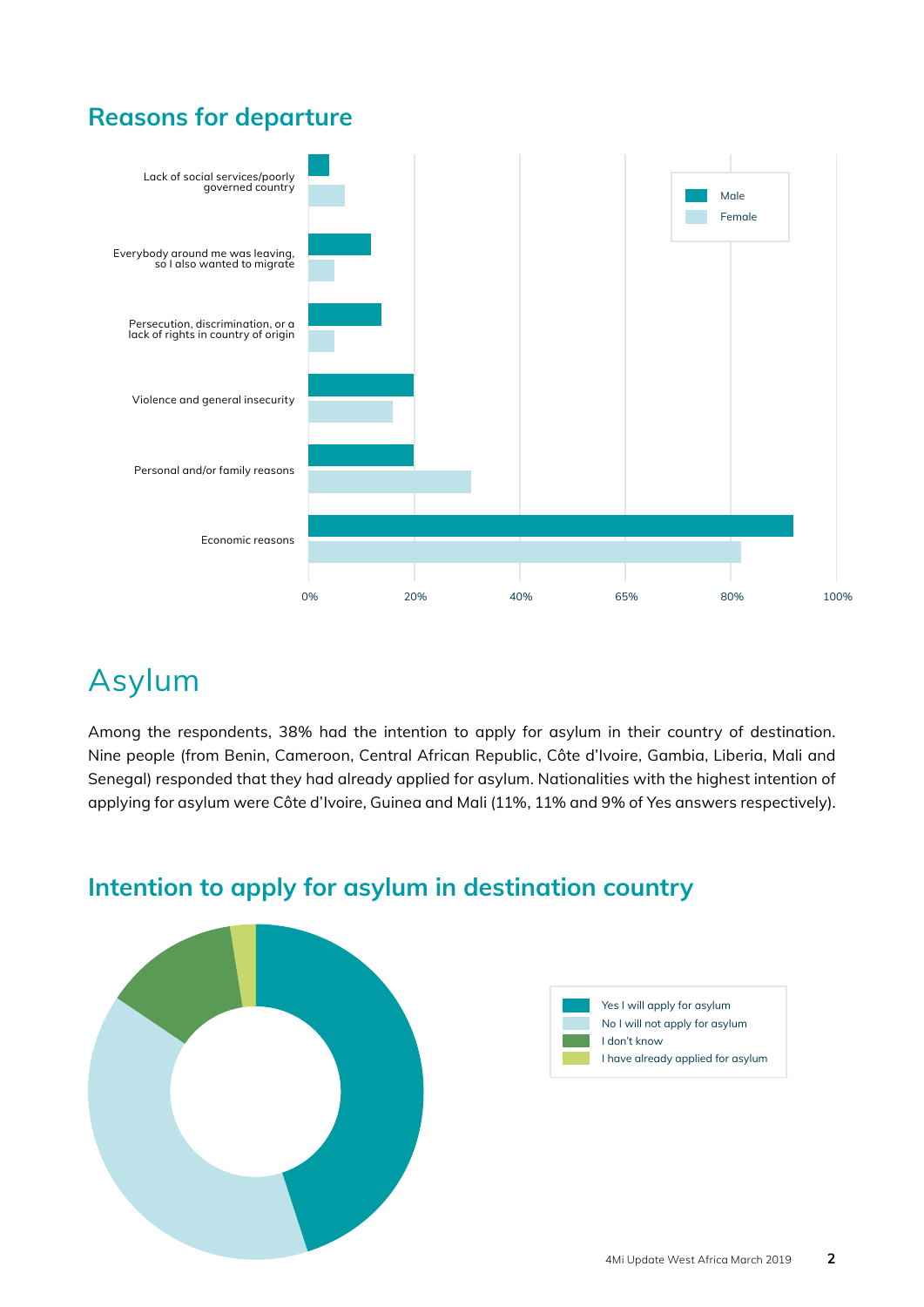## Reasons for departure

Lack of social services/poorly governed country

Everybody around me was leaving, so I also wanted to migrate

Persecution, discrimination, or a lack of rights in country of origin

Violence and general insecurity

Personal and/or family reasons

Economic reasons

0% 20% 40% 65% 80% 100%

Male

Female

# Asylum

Among the respondents, 38% had the intention to apply for asylum in their country of destination. Nine people (from Benin, Cameroon, Central African Republic, Côte d'Ivoire, Gambia, Liberia, Mali and Senegal) responded that they had already applied for asylum. Nationalities with the highest intention of applying for asylum were Côte d'Ivoire, Guinea and Mali (11%, 11% and 9% of Yes answers respectively).

## Intention to apply for asylum in destination country

Yes I will apply for asylum

No I will not apply for asylum

I don't know

I have already applied for asylum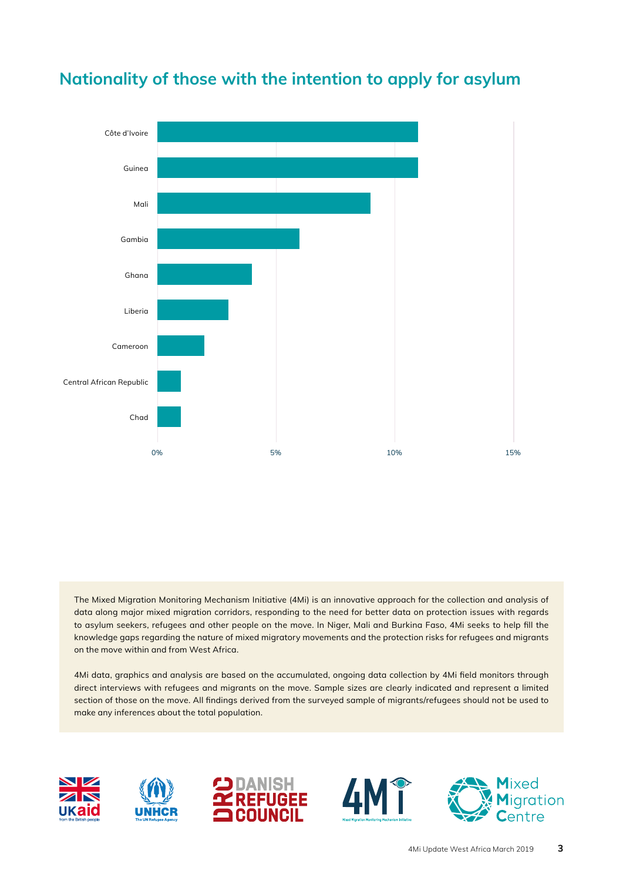## Nationality of those with the intention to apply for asylum

Côte d'Ivoire
Guinea
Mali
Gambia
Ghana
Liberia
Cameroon
Central African Republic
Chad

0%
5%
10%
15%

The Mixed Migration Monitoring Mechanism Initiative (4Mi) is an innovative approach for the collection and analysis of data along major mixed migration corridors, responding to the need for better data on protection issues with regards to asylum seekers, refugees and other people on the move. In Niger, Mali and Burkina Faso, 4Mi seeks to help fill the knowledge gaps regarding the nature of mixed migratory movements and the protection risks for refugees and migrants on the move within and from West Africa.

4Mi data, graphics and analysis are based on the accumulated, ongoing data collection by 4Mi field monitors through direct interviews with refugees and migrants on the move. Sample sizes are clearly indicated and represent a limited section of those on the move. All findings derived from the surveyed sample of migrants/refugees should not be used to make any inferences about the total population.

UKaid from the British people
UNHCR The UN Refugee Agency
DRC DANISH REFUGEE COUNCIL
4Mi Mixed Migration Monitoring Mechanism Initiative
Mixed Migration Centre